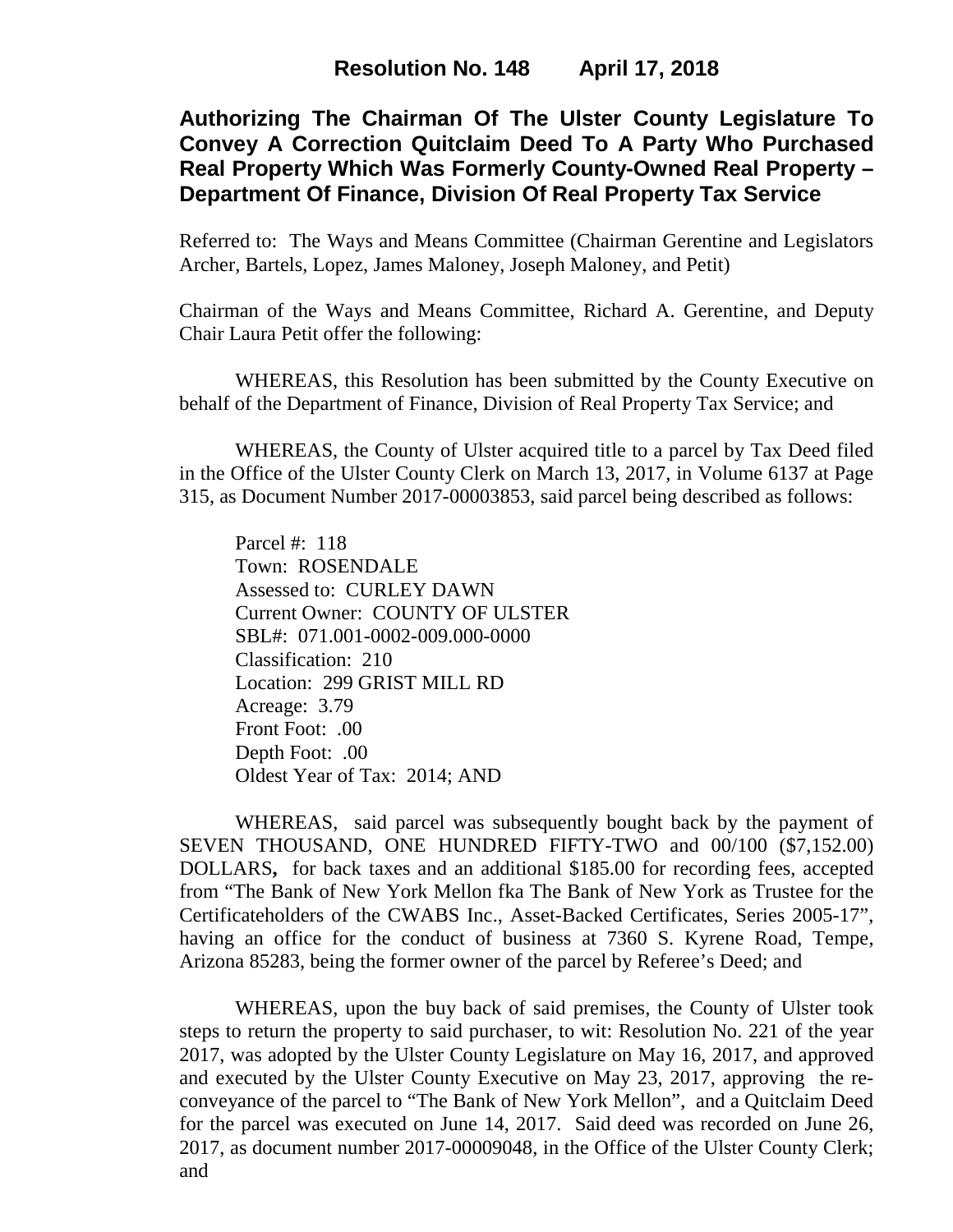# Resolution No. 148 April 17, 2018

## Authorizing The Chairman Of The Ulster County Legislature To Convey A Correction Quitclaim Deed To A Party Who Purchased Real Property Which Was Formerly County-Owned Real Property – Department Of Finance, Division Of Real Property Tax Service

Referred to: The Ways and Means Committee (Chairman Gerentine and Legislators Archer, Bartels, Lopez, James Maloney, Joseph Maloney, and Petit)

Chairman of the Ways and Means Committee, Richard A. Gerentine, and Deputy Chair Laura Petit offer the following:

WHEREAS, this Resolution has been submitted by the County Executive on behalf of the Department of Finance, Division of Real Property Tax Service; and

WHEREAS, the County of Ulster acquired title to a parcel by Tax Deed filed in the Office of the Ulster County Clerk on March 13, 2017, in Volume 6137 at Page 315, as Document Number 2017-00003853, said parcel being described as follows:

Parcel #: 118
Town: ROSENDALE
Assessed to: CURLEY DAWN
Current Owner: COUNTY OF ULSTER
SBL#: 071.001-0002-009.000-0000
Classification: 210
Location: 299 GRIST MILL RD
Acreage: 3.79
Front Foot: .00
Depth Foot: .00
Oldest Year of Tax: 2014; AND

WHEREAS, said parcel was subsequently bought back by the payment of SEVEN THOUSAND, ONE HUNDRED FIFTY-TWO and 00/100 ($7,152.00) DOLLARS**,** for back taxes and an additional $185.00 for recording fees, accepted from "The Bank of New York Mellon fka The Bank of New York as Trustee for the Certificateholders of the CWABS Inc., Asset-Backed Certificates, Series 2005-17", having an office for the conduct of business at 7360 S. Kyrene Road, Tempe, Arizona 85283, being the former owner of the parcel by Referee's Deed; and

WHEREAS, upon the buy back of said premises, the County of Ulster took steps to return the property to said purchaser, to wit: Resolution No. 221 of the year 2017, was adopted by the Ulster County Legislature on May 16, 2017, and approved and executed by the Ulster County Executive on May 23, 2017, approving the re-conveyance of the parcel to "The Bank of New York Mellon", and a Quitclaim Deed for the parcel was executed on June 14, 2017. Said deed was recorded on June 26, 2017, as document number 2017-00009048, in the Office of the Ulster County Clerk; and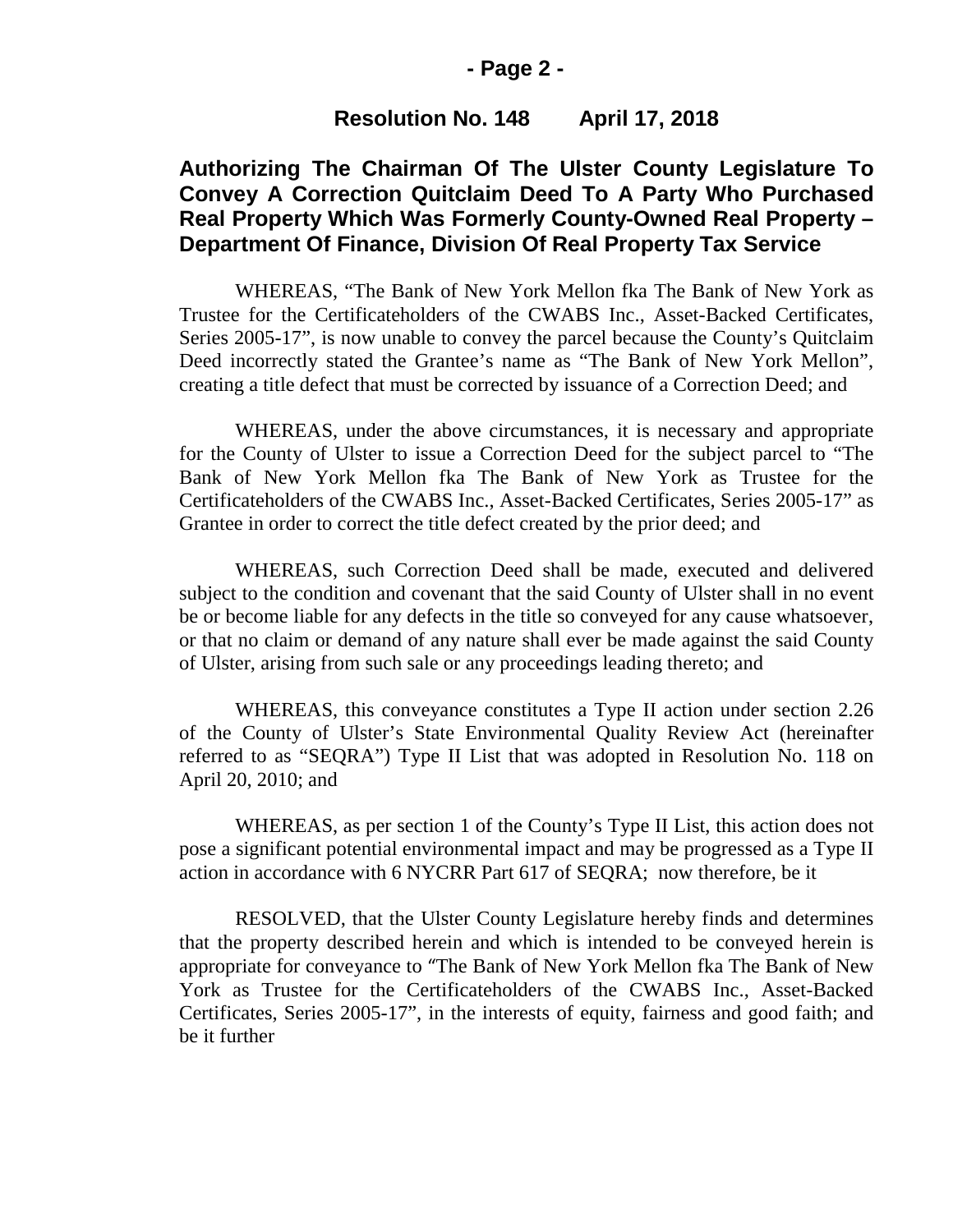## Resolution No. 148 April 17, 2018

## Authorizing The Chairman Of The Ulster County Legislature To Convey A Correction Quitclaim Deed To A Party Who Purchased Real Property Which Was Formerly County-Owned Real Property – Department Of Finance, Division Of Real Property Tax Service

WHEREAS, "The Bank of New York Mellon fka The Bank of New York as Trustee for the Certificateholders of the CWABS Inc., Asset-Backed Certificates, Series 2005-17", is now unable to convey the parcel because the County's Quitclaim Deed incorrectly stated the Grantee's name as "The Bank of New York Mellon", creating a title defect that must be corrected by issuance of a Correction Deed; and

WHEREAS, under the above circumstances, it is necessary and appropriate for the County of Ulster to issue a Correction Deed for the subject parcel to "The Bank of New York Mellon fka The Bank of New York as Trustee for the Certificateholders of the CWABS Inc., Asset-Backed Certificates, Series 2005-17" as Grantee in order to correct the title defect created by the prior deed; and

WHEREAS, such Correction Deed shall be made, executed and delivered subject to the condition and covenant that the said County of Ulster shall in no event be or become liable for any defects in the title so conveyed for any cause whatsoever, or that no claim or demand of any nature shall ever be made against the said County of Ulster, arising from such sale or any proceedings leading thereto; and

WHEREAS, this conveyance constitutes a Type II action under section 2.26 of the County of Ulster's State Environmental Quality Review Act (hereinafter referred to as "SEQRA") Type II List that was adopted in Resolution No. 118 on April 20, 2010; and

WHEREAS, as per section 1 of the County's Type II List, this action does not pose a significant potential environmental impact and may be progressed as a Type II action in accordance with 6 NYCRR Part 617 of SEQRA; now therefore, be it

RESOLVED, that the Ulster County Legislature hereby finds and determines that the property described herein and which is intended to be conveyed herein is appropriate for conveyance to "The Bank of New York Mellon fka The Bank of New York as Trustee for the Certificateholders of the CWABS Inc., Asset-Backed Certificates, Series 2005-17", in the interests of equity, fairness and good faith; and be it further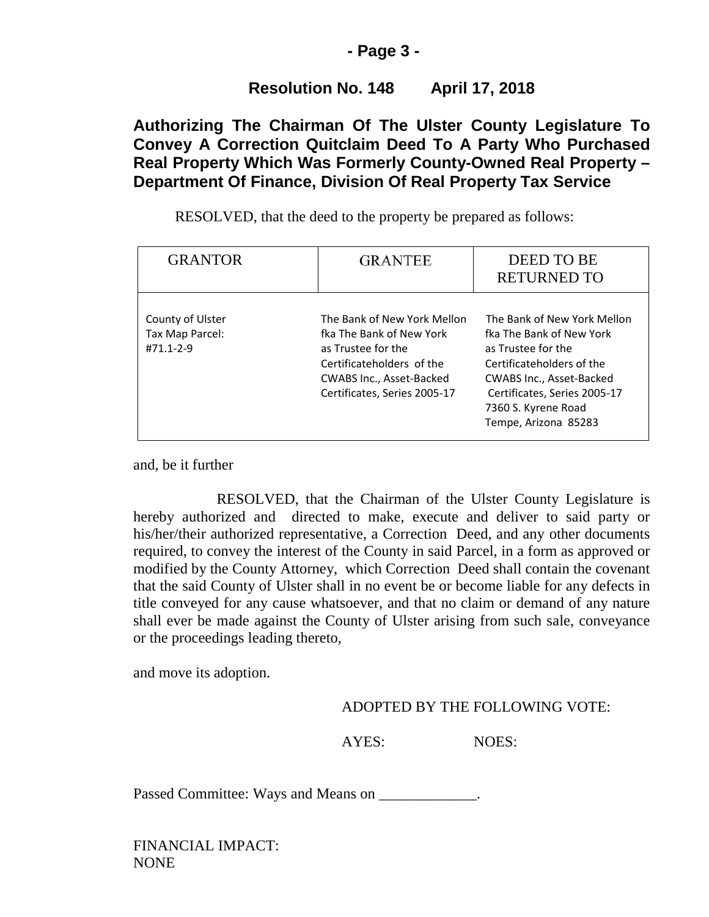**Resolution No. 148 April 17, 2018**

**Authorizing The Chairman Of The Ulster County Legislature To Convey A Correction Quitclaim Deed To A Party Who Purchased Real Property Which Was Formerly County-Owned Real Property – Department Of Finance, Division Of Real Property Tax Service**

RESOLVED, that the deed to the property be prepared as follows:

| GRANTOR | GRANTEE | DEED TO BE RETURNED TO |
|---|---|---|
| County of Ulster<br>Tax Map Parcel:<br>#71.1-2-9 | The Bank of New York Mellon fka The Bank of New York as Trustee for the Certificateholders of the CWABS Inc., Asset-Backed Certificates, Series 2005-17 | The Bank of New York Mellon fka The Bank of New York as Trustee for the Certificateholders of the CWABS Inc., Asset-Backed Certificates, Series 2005-17<br>7360 S. Kyrene Road<br>Tempe, Arizona 85283 |

and, be it further

RESOLVED, that the Chairman of the Ulster County Legislature is hereby authorized and directed to make, execute and deliver to said party or his/her/their authorized representative, a Correction Deed, and any other documents required, to convey the interest of the County in said Parcel, in a form as approved or modified by the County Attorney, which Correction Deed shall contain the covenant that the said County of Ulster shall in no event be or become liable for any defects in title conveyed for any cause whatsoever, and that no claim or demand of any nature shall ever be made against the County of Ulster arising from such sale, conveyance or the proceedings leading thereto,

and move its adoption.

ADOPTED BY THE FOLLOWING VOTE:

AYES: NOES:

Passed Committee: Ways and Means on _____________.

FINANCIAL IMPACT:
NONE